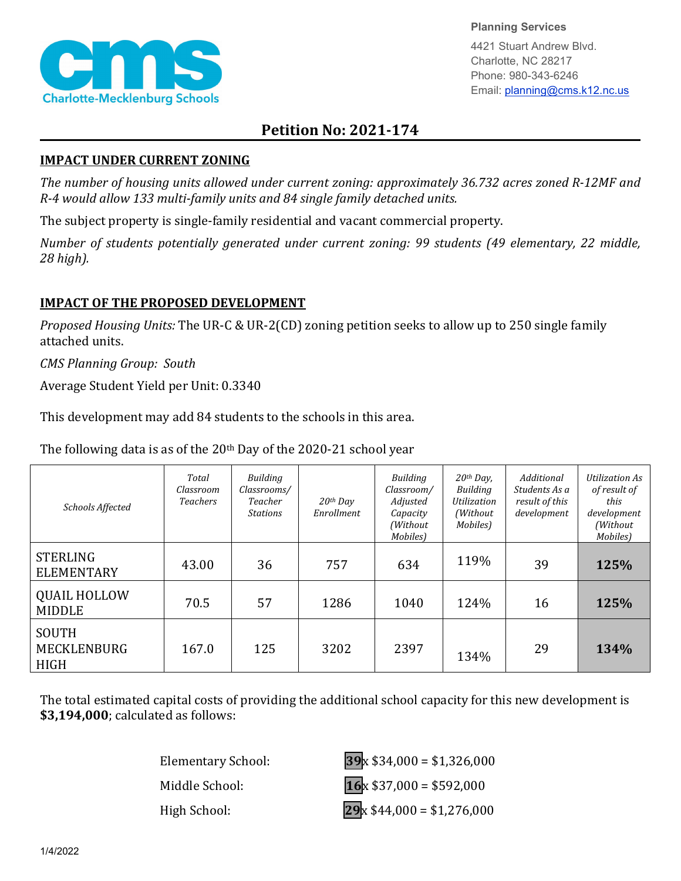Planning Services

4421 Stuart Andrew Blvd.
Charlotte, NC 28217
Phone: 980-343-6246
Email: planning@cms.k12.nc.us

# Petition No: 2021-174

## IMPACT UNDER CURRENT ZONING

*The number of housing units allowed under current zoning: approximately 36.732 acres zoned R-12MF and R-4 would allow 133 multi-family units and 84 single family detached units.*

The subject property is single-family residential and vacant commercial property.

*Number of students potentially generated under current zoning: 99 students (49 elementary, 22 middle, 28 high).*

## IMPACT OF THE PROPOSED DEVELOPMENT

*Proposed Housing Units:* The UR-C & UR-2(CD) zoning petition seeks to allow up to 250 single family attached units.

*CMS Planning Group: South*

Average Student Yield per Unit: 0.3340

This development may add 84 students to the schools in this area.

The following data is as of the 20th Day of the 2020-21 school year

| *Schools Affected* | *Total Classroom Teachers* | *Building Classrooms/ Teacher Stations* | *20th Day Enrollment* | *Building Classroom/ Adjusted Capacity (Without Mobiles)* | *20th Day, Building Utilization (Without Mobiles)* | *Additional Students As a result of this development* | *Utilization As of result of this development (Without Mobiles)* |
|---|---|---|---|---|---|---|---|
| STERLING ELEMENTARY | 43.00 | 36 | 757 | 634 | 119% | 39 | **125%** |
| QUAIL HOLLOW MIDDLE | 70.5 | 57 | 1286 | 1040 | 124% | 16 | **125%** |
| SOUTH MECKLENBURG HIGH | 167.0 | 125 | 3202 | 2397 | 134% | 29 | **134%** |

The total estimated capital costs of providing the additional school capacity for this new development is **$3,194,000**; calculated as follows:

| | |
|---|---|
| Elementary School: | **39** x $34,000 = $1,326,000 |
| Middle School: | **16** x $37,000 = $592,000 |
| High School: | **29** x $44,000 = $1,276,000 |

1/4/2022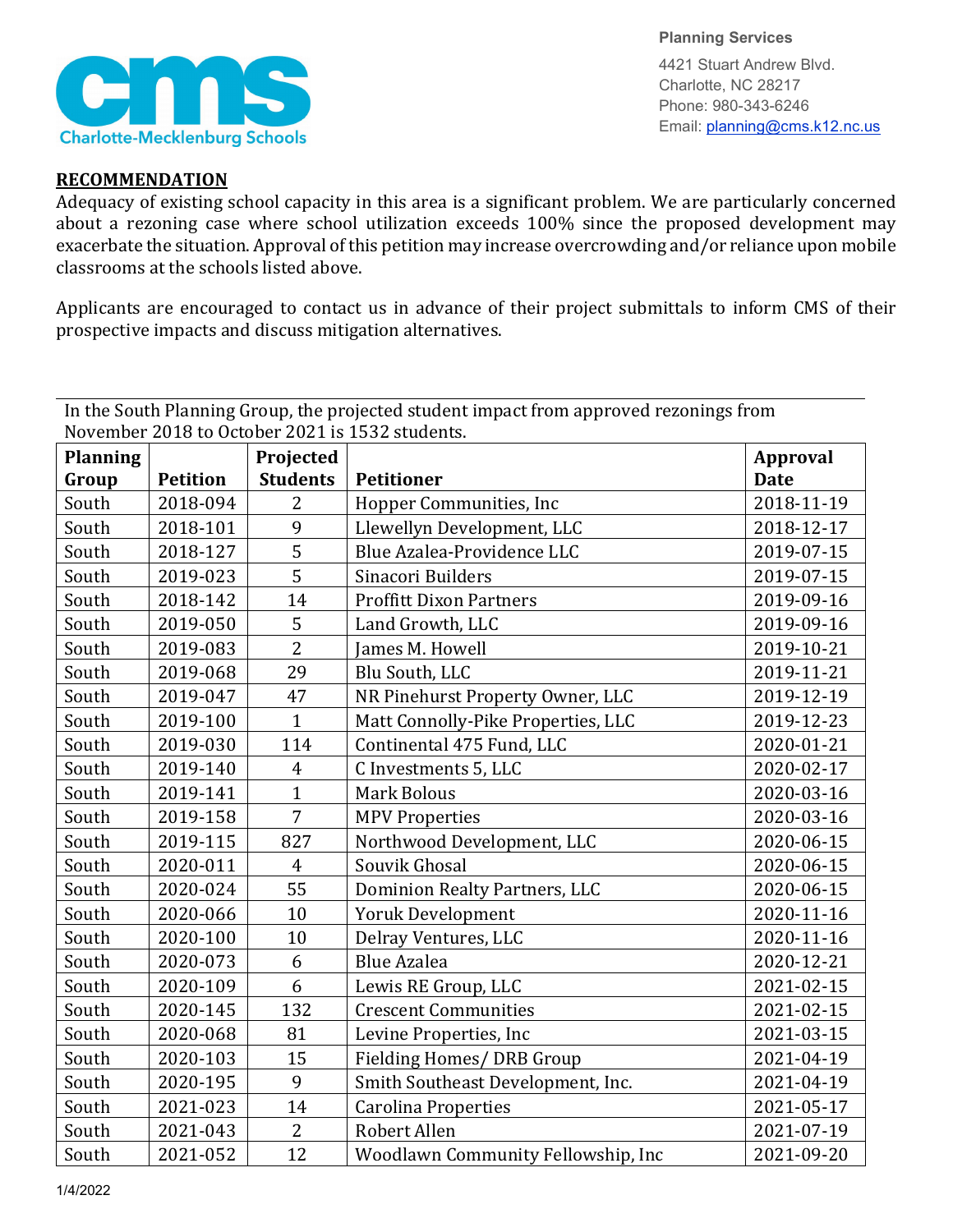Planning Services

4421 Stuart Andrew Blvd.
Charlotte, NC 28217
Phone: 980-343-6246
Email: planning@cms.k12.nc.us

## RECOMMENDATION

Adequacy of existing school capacity in this area is a significant problem. We are particularly concerned about a rezoning case where school utilization exceeds 100% since the proposed development may exacerbate the situation. Approval of this petition may increase overcrowding and/or reliance upon mobile classrooms at the schools listed above.

Applicants are encouraged to contact us in advance of their project submittals to inform CMS of their prospective impacts and discuss mitigation alternatives.

In the South Planning Group, the projected student impact from approved rezonings from November 2018 to October 2021 is 1532 students.

| Planning Group | Petition | Projected Students | Petitioner | Approval Date |
|---|---|---|---|---|
| South | 2018-094 | 2 | Hopper Communities, Inc | 2018-11-19 |
| South | 2018-101 | 9 | Llewellyn Development, LLC | 2018-12-17 |
| South | 2018-127 | 5 | Blue Azalea-Providence LLC | 2019-07-15 |
| South | 2019-023 | 5 | Sinacori Builders | 2019-07-15 |
| South | 2018-142 | 14 | Proffitt Dixon Partners | 2019-09-16 |
| South | 2019-050 | 5 | Land Growth, LLC | 2019-09-16 |
| South | 2019-083 | 2 | James M. Howell | 2019-10-21 |
| South | 2019-068 | 29 | Blu South, LLC | 2019-11-21 |
| South | 2019-047 | 47 | NR Pinehurst Property Owner, LLC | 2019-12-19 |
| South | 2019-100 | 1 | Matt Connolly-Pike Properties, LLC | 2019-12-23 |
| South | 2019-030 | 114 | Continental 475 Fund, LLC | 2020-01-21 |
| South | 2019-140 | 4 | C Investments 5, LLC | 2020-02-17 |
| South | 2019-141 | 1 | Mark Bolous | 2020-03-16 |
| South | 2019-158 | 7 | MPV Properties | 2020-03-16 |
| South | 2019-115 | 827 | Northwood Development, LLC | 2020-06-15 |
| South | 2020-011 | 4 | Souvik Ghosal | 2020-06-15 |
| South | 2020-024 | 55 | Dominion Realty Partners, LLC | 2020-06-15 |
| South | 2020-066 | 10 | Yoruk Development | 2020-11-16 |
| South | 2020-100 | 10 | Delray Ventures, LLC | 2020-11-16 |
| South | 2020-073 | 6 | Blue Azalea | 2020-12-21 |
| South | 2020-109 | 6 | Lewis RE Group, LLC | 2021-02-15 |
| South | 2020-145 | 132 | Crescent Communities | 2021-02-15 |
| South | 2020-068 | 81 | Levine Properties, Inc | 2021-03-15 |
| South | 2020-103 | 15 | Fielding Homes/ DRB Group | 2021-04-19 |
| South | 2020-195 | 9 | Smith Southeast Development, Inc. | 2021-04-19 |
| South | 2021-023 | 14 | Carolina Properties | 2021-05-17 |
| South | 2021-043 | 2 | Robert Allen | 2021-07-19 |
| South | 2021-052 | 12 | Woodlawn Community Fellowship, Inc | 2021-09-20 |

1/4/2022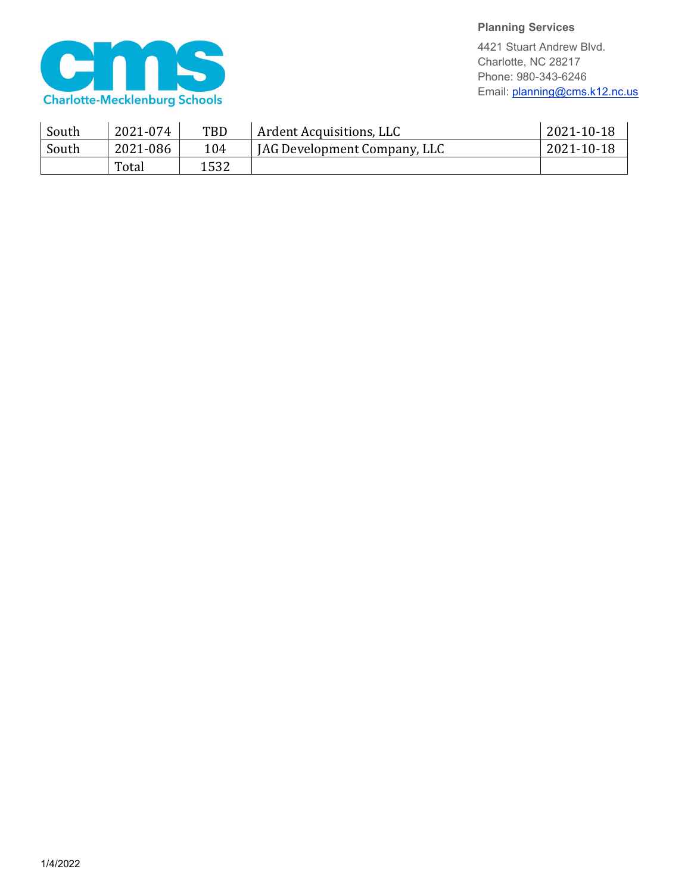| | | | | |
|---|---|---|---|---|
| South | 2021-074 | TBD | Ardent Acquisitions, LLC | 2021-10-18 |
| South | 2021-086 | 104 | JAG Development Company, LLC | 2021-10-18 |
| | Total | 1532 | | |